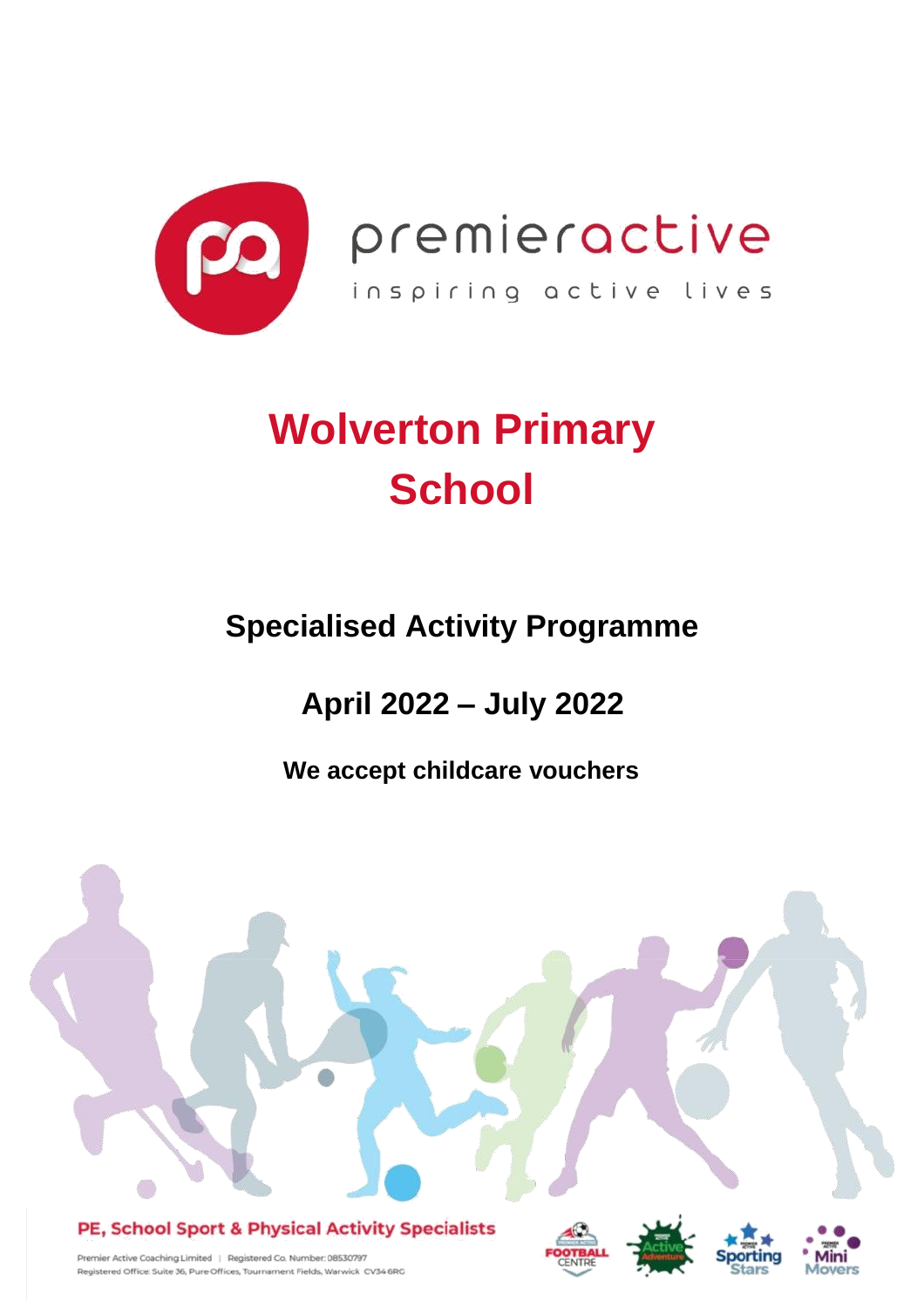premieractive

inspiring active lives

# Wolverton Primary School

## Specialised Activity Programme

## April 2022 – July 2022

**We accept childcare vouchers**

**PE, School Sport & Physical Activity Specialists**

Premier Active Coaching Limited | Registered Co. Number: 08530797
Registered Office: Suite 36, Pure Offices, Tournament Fields, Warwick CV34 6RG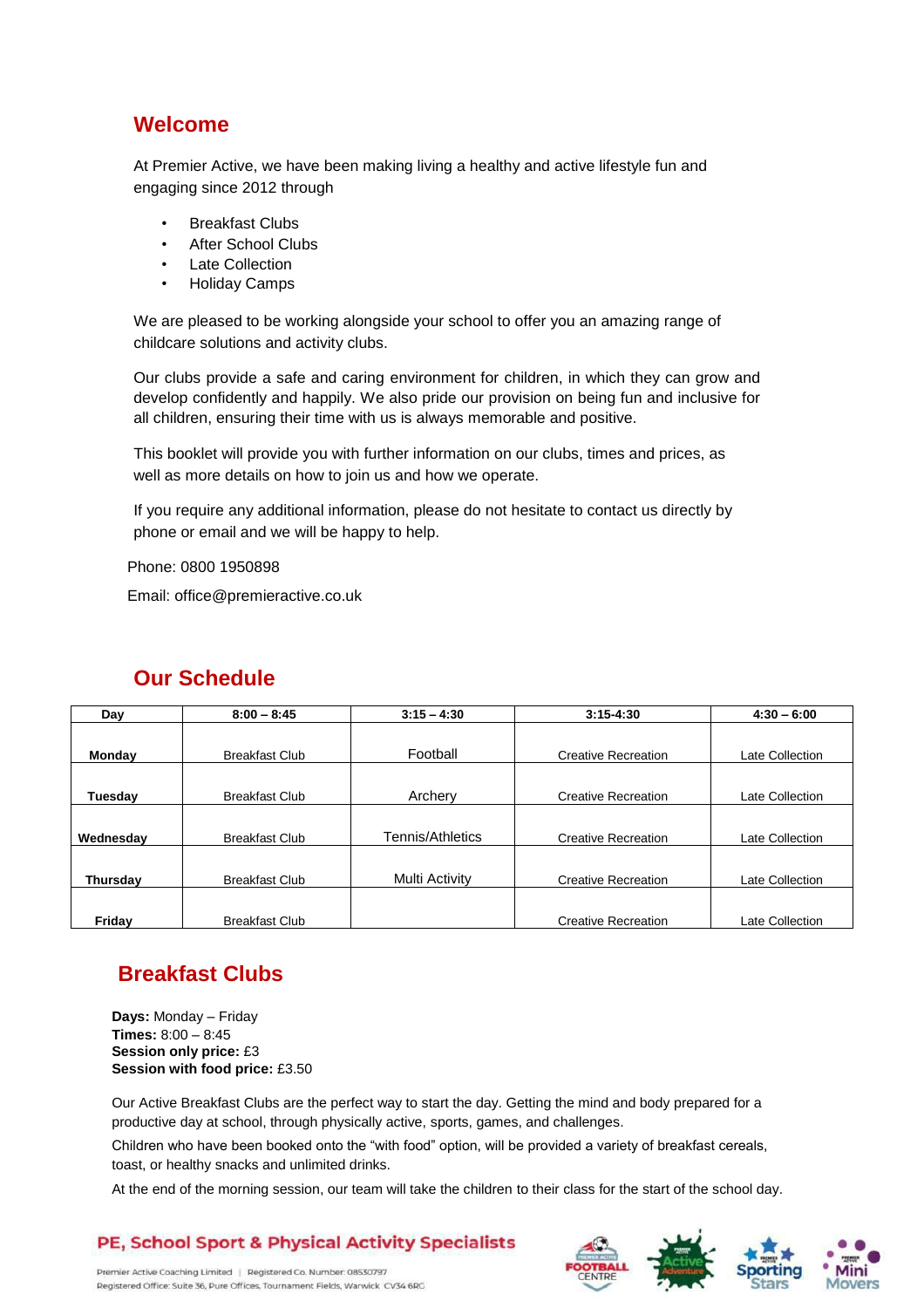## Welcome

At Premier Active, we have been making living a healthy and active lifestyle fun and engaging since 2012 through

- Breakfast Clubs
- After School Clubs
- Late Collection
- Holiday Camps

We are pleased to be working alongside your school to offer you an amazing range of childcare solutions and activity clubs.

Our clubs provide a safe and caring environment for children, in which they can grow and develop confidently and happily. We also pride our provision on being fun and inclusive for all children, ensuring their time with us is always memorable and positive.

This booklet will provide you with further information on our clubs, times and prices, as well as more details on how to join us and how we operate.

If you require any additional information, please do not hesitate to contact us directly by phone or email and we will be happy to help.

Phone: 0800 1950898

Email: office@premieractive.co.uk

## Our Schedule

| Day | 8:00 – 8:45 | 3:15 – 4:30 | 3:15-4:30 | 4:30 – 6:00 |
|---|---|---|---|---|
| **Monday** | Breakfast Club | Football | Creative Recreation | Late Collection |
| **Tuesday** | Breakfast Club | Archery | Creative Recreation | Late Collection |
| **Wednesday** | Breakfast Club | Tennis/Athletics | Creative Recreation | Late Collection |
| **Thursday** | Breakfast Club | Multi Activity | Creative Recreation | Late Collection |
| **Friday** | Breakfast Club | | Creative Recreation | Late Collection |

## Breakfast Clubs

**Days:** Monday – Friday
**Times:** 8:00 – 8:45
**Session only price:** £3
**Session with food price:** £3.50

Our Active Breakfast Clubs are the perfect way to start the day. Getting the mind and body prepared for a productive day at school, through physically active, sports, games, and challenges.

Children who have been booked onto the "with food" option, will be provided a variety of breakfast cereals, toast, or healthy snacks and unlimited drinks.

At the end of the morning session, our team will take the children to their class for the start of the school day.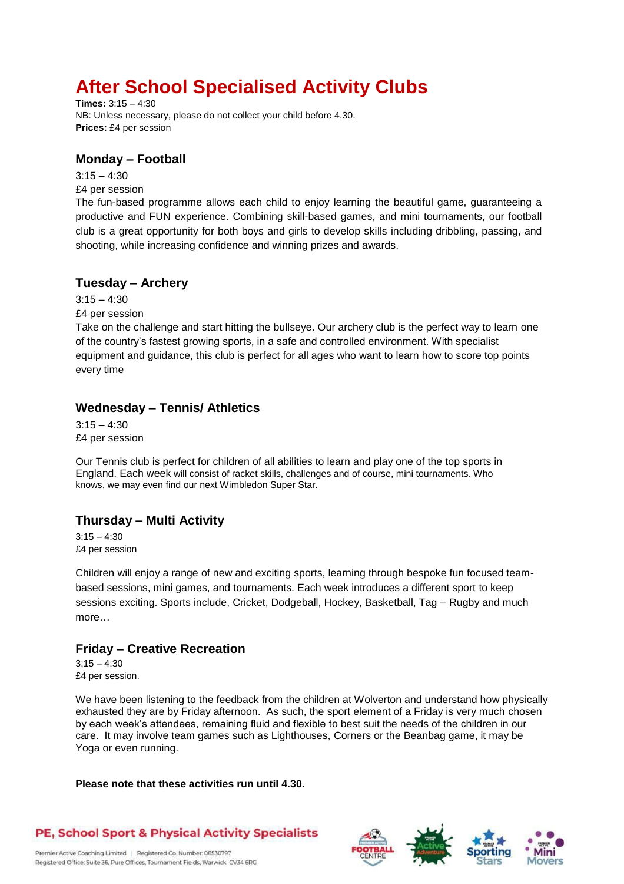# After School Specialised Activity Clubs

**Times:** 3:15 – 4:30
NB: Unless necessary, please do not collect your child before 4.30.
**Prices:** £4 per session

## Monday – Football

3:15 – 4:30
£4 per session
The fun-based programme allows each child to enjoy learning the beautiful game, guaranteeing a productive and FUN experience. Combining skill-based games, and mini tournaments, our football club is a great opportunity for both boys and girls to develop skills including dribbling, passing, and shooting, while increasing confidence and winning prizes and awards.

## Tuesday – Archery

3:15 – 4:30
£4 per session
Take on the challenge and start hitting the bullseye. Our archery club is the perfect way to learn one of the country's fastest growing sports, in a safe and controlled environment. With specialist equipment and guidance, this club is perfect for all ages who want to learn how to score top points every time

## Wednesday – Tennis/ Athletics

3:15 – 4:30
£4 per session

Our Tennis club is perfect for children of all abilities to learn and play one of the top sports in England. Each week will consist of racket skills, challenges and of course, mini tournaments. Who knows, we may even find our next Wimbledon Super Star.

## Thursday – Multi Activity

3:15 – 4:30
£4 per session

Children will enjoy a range of new and exciting sports, learning through bespoke fun focused team-based sessions, mini games, and tournaments. Each week introduces a different sport to keep sessions exciting. Sports include, Cricket, Dodgeball, Hockey, Basketball, Tag – Rugby and much more…

## Friday – Creative Recreation

3:15 – 4:30
£4 per session.

We have been listening to the feedback from the children at Wolverton and understand how physically exhausted they are by Friday afternoon. As such, the sport element of a Friday is very much chosen by each week's attendees, remaining fluid and flexible to best suit the needs of the children in our care. It may involve team games such as Lighthouses, Corners or the Beanbag game, it may be Yoga or even running.

**Please note that these activities run until 4.30.**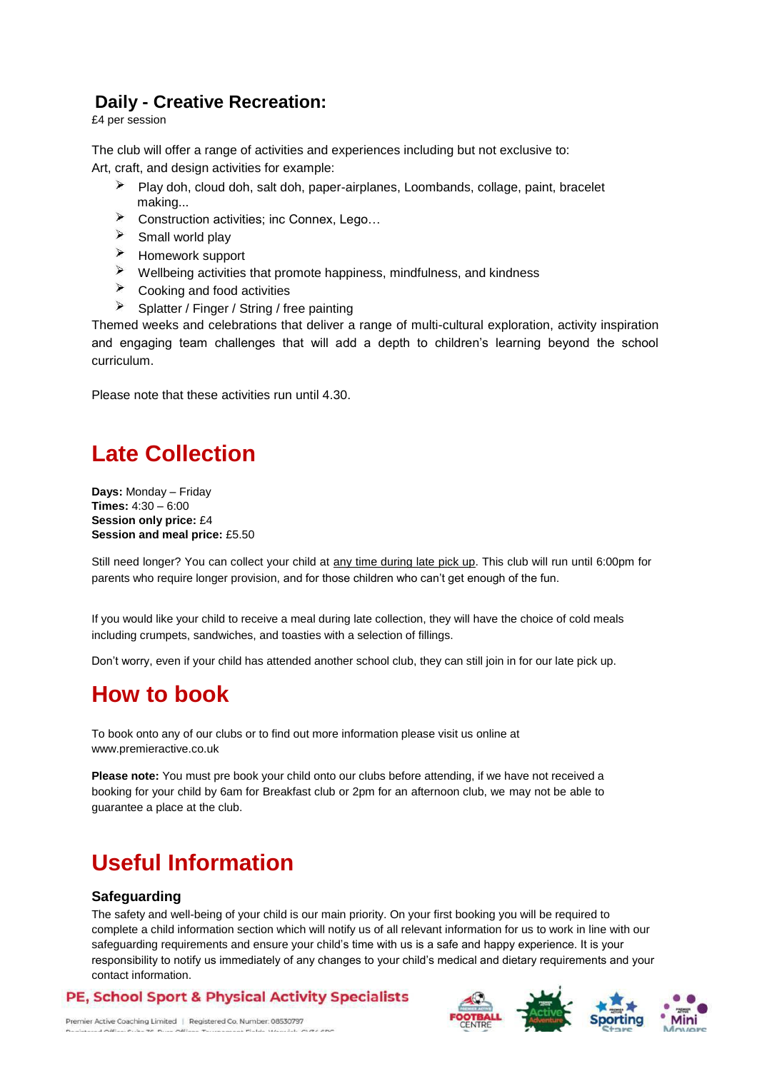## Daily - Creative Recreation:

£4 per session

The club will offer a range of activities and experiences including but not exclusive to:
Art, craft, and design activities for example:

- Play doh, cloud doh, salt doh, paper-airplanes, Loombands, collage, paint, bracelet making...
- Construction activities; inc Connex, Lego…
- Small world play
- Homework support
- Wellbeing activities that promote happiness, mindfulness, and kindness
- Cooking and food activities
- Splatter / Finger / String / free painting

Themed weeks and celebrations that deliver a range of multi-cultural exploration, activity inspiration and engaging team challenges that will add a depth to children's learning beyond the school curriculum.

Please note that these activities run until 4.30.

# Late Collection

**Days:** Monday – Friday
**Times:** 4:30 – 6:00
**Session only price:** £4
**Session and meal price:** £5.50

Still need longer? You can collect your child at any time during late pick up. This club will run until 6:00pm for parents who require longer provision, and for those children who can't get enough of the fun.

If you would like your child to receive a meal during late collection, they will have the choice of cold meals including crumpets, sandwiches, and toasties with a selection of fillings.

Don't worry, even if your child has attended another school club, they can still join in for our late pick up.

# How to book

To book onto any of our clubs or to find out more information please visit us online at www.premieractive.co.uk

**Please note:** You must pre book your child onto our clubs before attending, if we have not received a booking for your child by 6am for Breakfast club or 2pm for an afternoon club, we may not be able to guarantee a place at the club.

# Useful Information

### Safeguarding

The safety and well-being of your child is our main priority. On your first booking you will be required to complete a child information section which will notify us of all relevant information for us to work in line with our safeguarding requirements and ensure your child's time with us is a safe and happy experience. It is your responsibility to notify us immediately of any changes to your child's medical and dietary requirements and your contact information.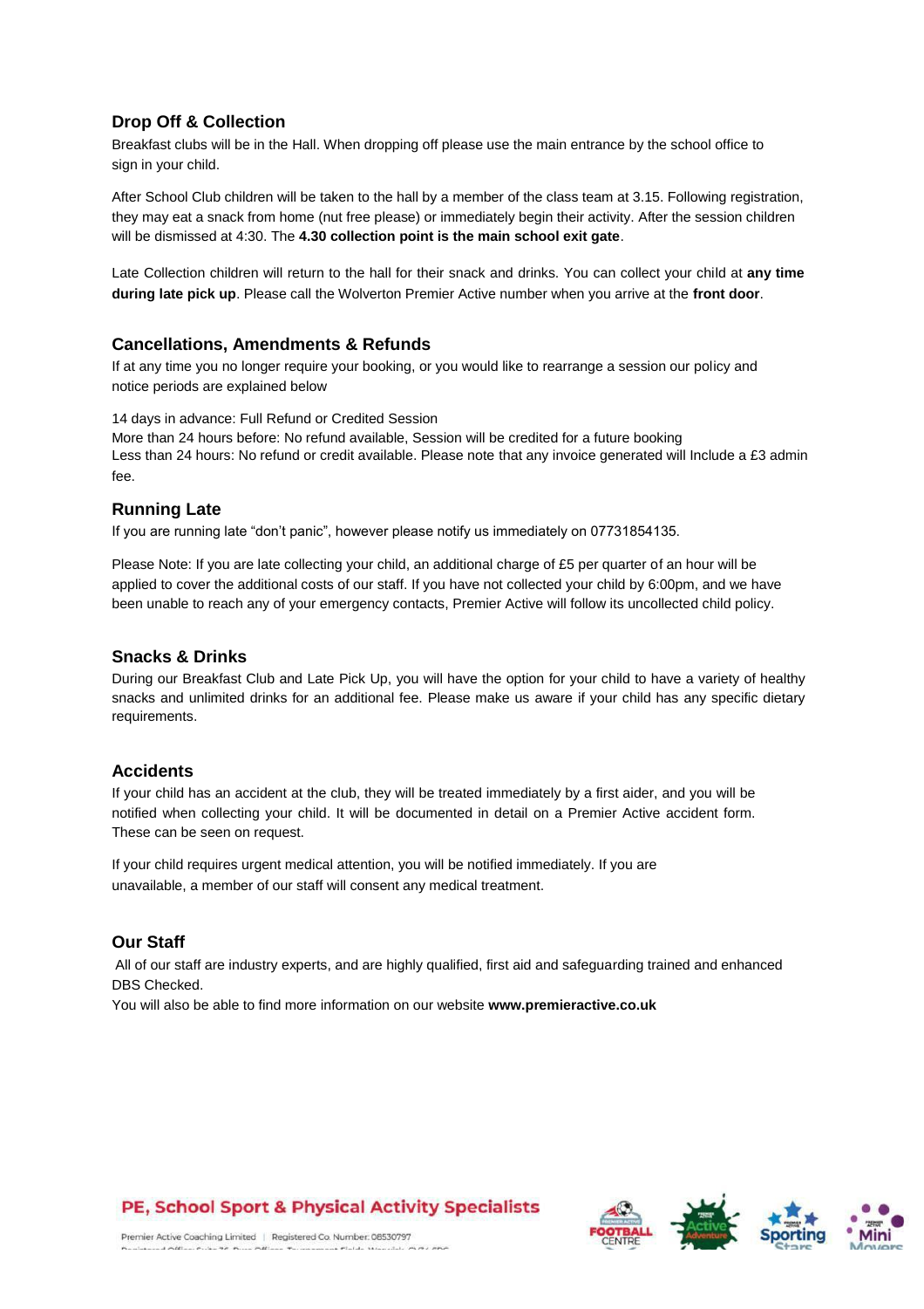## Drop Off & Collection

Breakfast clubs will be in the Hall. When dropping off please use the main entrance by the school office to sign in your child.

After School Club children will be taken to the hall by a member of the class team at 3.15. Following registration, they may eat a snack from home (nut free please) or immediately begin their activity. After the session children will be dismissed at 4:30. The **4.30 collection point is the main school exit gate**.

Late Collection children will return to the hall for their snack and drinks. You can collect your child at **any time during late pick up**. Please call the Wolverton Premier Active number when you arrive at the **front door**.

## Cancellations, Amendments & Refunds

If at any time you no longer require your booking, or you would like to rearrange a session our policy and notice periods are explained below

14 days in advance: Full Refund or Credited Session
More than 24 hours before: No refund available, Session will be credited for a future booking
Less than 24 hours: No refund or credit available. Please note that any invoice generated will Include a £3 admin fee.

## Running Late

If you are running late "don't panic", however please notify us immediately on 07731854135.

Please Note: If you are late collecting your child, an additional charge of £5 per quarter of an hour will be applied to cover the additional costs of our staff. If you have not collected your child by 6:00pm, and we have been unable to reach any of your emergency contacts, Premier Active will follow its uncollected child policy.

## Snacks & Drinks

During our Breakfast Club and Late Pick Up, you will have the option for your child to have a variety of healthy snacks and unlimited drinks for an additional fee. Please make us aware if your child has any specific dietary requirements.

## Accidents

If your child has an accident at the club, they will be treated immediately by a first aider, and you will be notified when collecting your child. It will be documented in detail on a Premier Active accident form. These can be seen on request.

If your child requires urgent medical attention, you will be notified immediately. If you are unavailable, a member of our staff will consent any medical treatment.

## Our Staff

All of our staff are industry experts, and are highly qualified, first aid and safeguarding trained and enhanced DBS Checked.

You will also be able to find more information on our website **www.premieractive.co.uk**